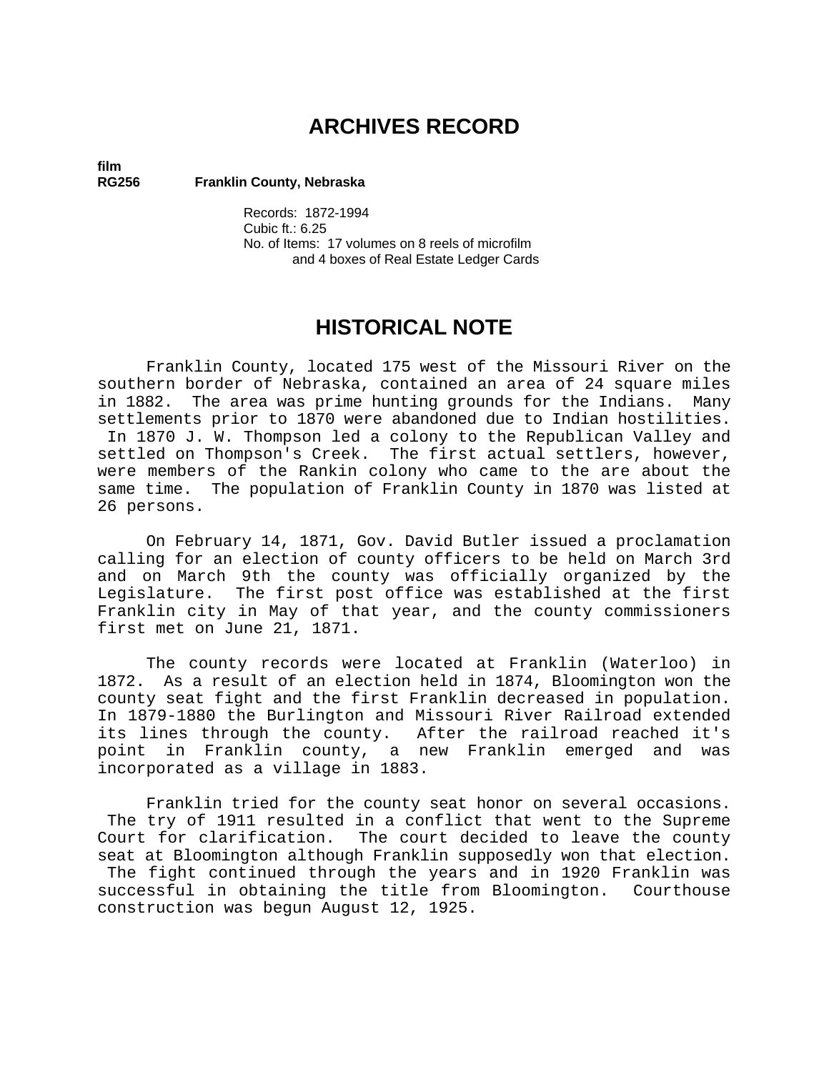# ARCHIVES RECORD

**film**
**RG256** **Franklin County, Nebraska**

Records: 1872-1994
Cubic ft.: 6.25
No. of Items: 17 volumes on 8 reels of microfilm and 4 boxes of Real Estate Ledger Cards

# HISTORICAL NOTE

Franklin County, located 175 west of the Missouri River on the southern border of Nebraska, contained an area of 24 square miles in 1882. The area was prime hunting grounds for the Indians. Many settlements prior to 1870 were abandoned due to Indian hostilities. In 1870 J. W. Thompson led a colony to the Republican Valley and settled on Thompson's Creek. The first actual settlers, however, were members of the Rankin colony who came to the are about the same time. The population of Franklin County in 1870 was listed at 26 persons.

On February 14, 1871, Gov. David Butler issued a proclamation calling for an election of county officers to be held on March 3rd and on March 9th the county was officially organized by the Legislature. The first post office was established at the first Franklin city in May of that year, and the county commissioners first met on June 21, 1871.

The county records were located at Franklin (Waterloo) in 1872. As a result of an election held in 1874, Bloomington won the county seat fight and the first Franklin decreased in population. In 1879-1880 the Burlington and Missouri River Railroad extended its lines through the county. After the railroad reached it's point in Franklin county, a new Franklin emerged and was incorporated as a village in 1883.

Franklin tried for the county seat honor on several occasions. The try of 1911 resulted in a conflict that went to the Supreme Court for clarification. The court decided to leave the county seat at Bloomington although Franklin supposedly won that election. The fight continued through the years and in 1920 Franklin was successful in obtaining the title from Bloomington. Courthouse construction was begun August 12, 1925.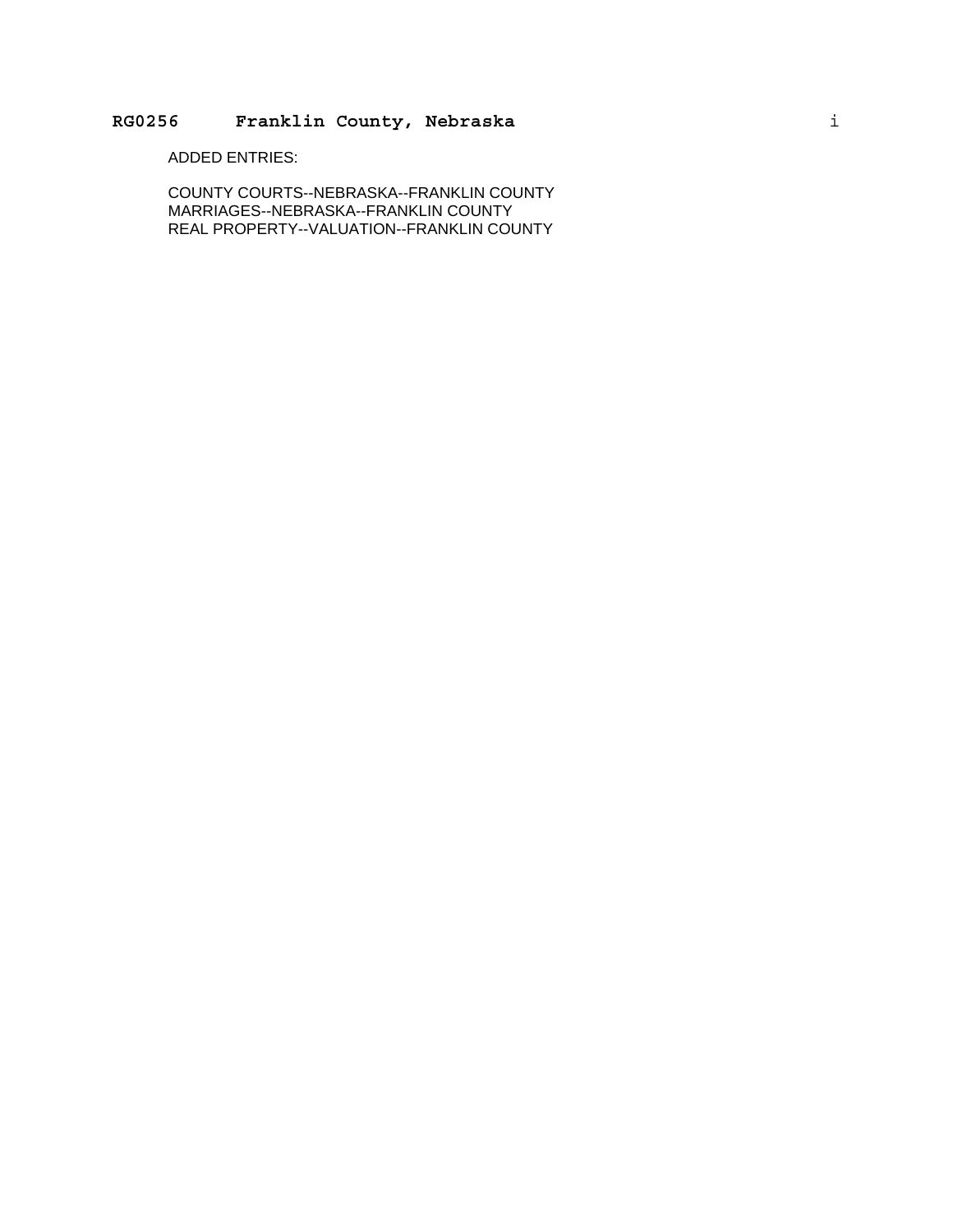ADDED ENTRIES:

COUNTY COURTS--NEBRASKA--FRANKLIN COUNTY
MARRIAGES--NEBRASKA--FRANKLIN COUNTY
REAL PROPERTY--VALUATION--FRANKLIN COUNTY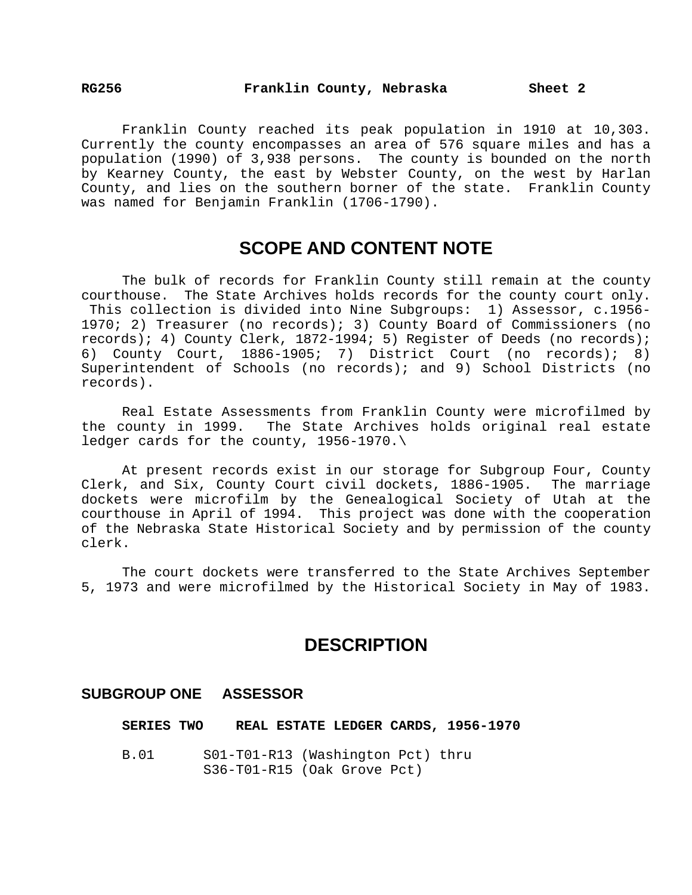Franklin County reached its peak population in 1910 at 10,303. Currently the county encompasses an area of 576 square miles and has a population (1990) of 3,938 persons. The county is bounded on the north by Kearney County, the east by Webster County, on the west by Harlan County, and lies on the southern borner of the state. Franklin County was named for Benjamin Franklin (1706-1790).

## SCOPE AND CONTENT NOTE

The bulk of records for Franklin County still remain at the county courthouse. The State Archives holds records for the county court only. This collection is divided into Nine Subgroups: 1) Assessor, c.1956-1970; 2) Treasurer (no records); 3) County Board of Commissioners (no records); 4) County Clerk, 1872-1994; 5) Register of Deeds (no records); 6) County Court, 1886-1905; 7) District Court (no records); 8) Superintendent of Schools (no records); and 9) School Districts (no records).

Real Estate Assessments from Franklin County were microfilmed by the county in 1999. The State Archives holds original real estate ledger cards for the county, 1956-1970.\

At present records exist in our storage for Subgroup Four, County Clerk, and Six, County Court civil dockets, 1886-1905. The marriage dockets were microfilm by the Genealogical Society of Utah at the courthouse in April of 1994. This project was done with the cooperation of the Nebraska State Historical Society and by permission of the county clerk.

The court dockets were transferred to the State Archives September 5, 1973 and were microfilmed by the Historical Society in May of 1983.

## DESCRIPTION

### SUBGROUP ONE ASSESSOR

**SERIES TWO REAL ESTATE LEDGER CARDS, 1956-1970**

B.01 S01-T01-R13 (Washington Pct) thru
S36-T01-R15 (Oak Grove Pct)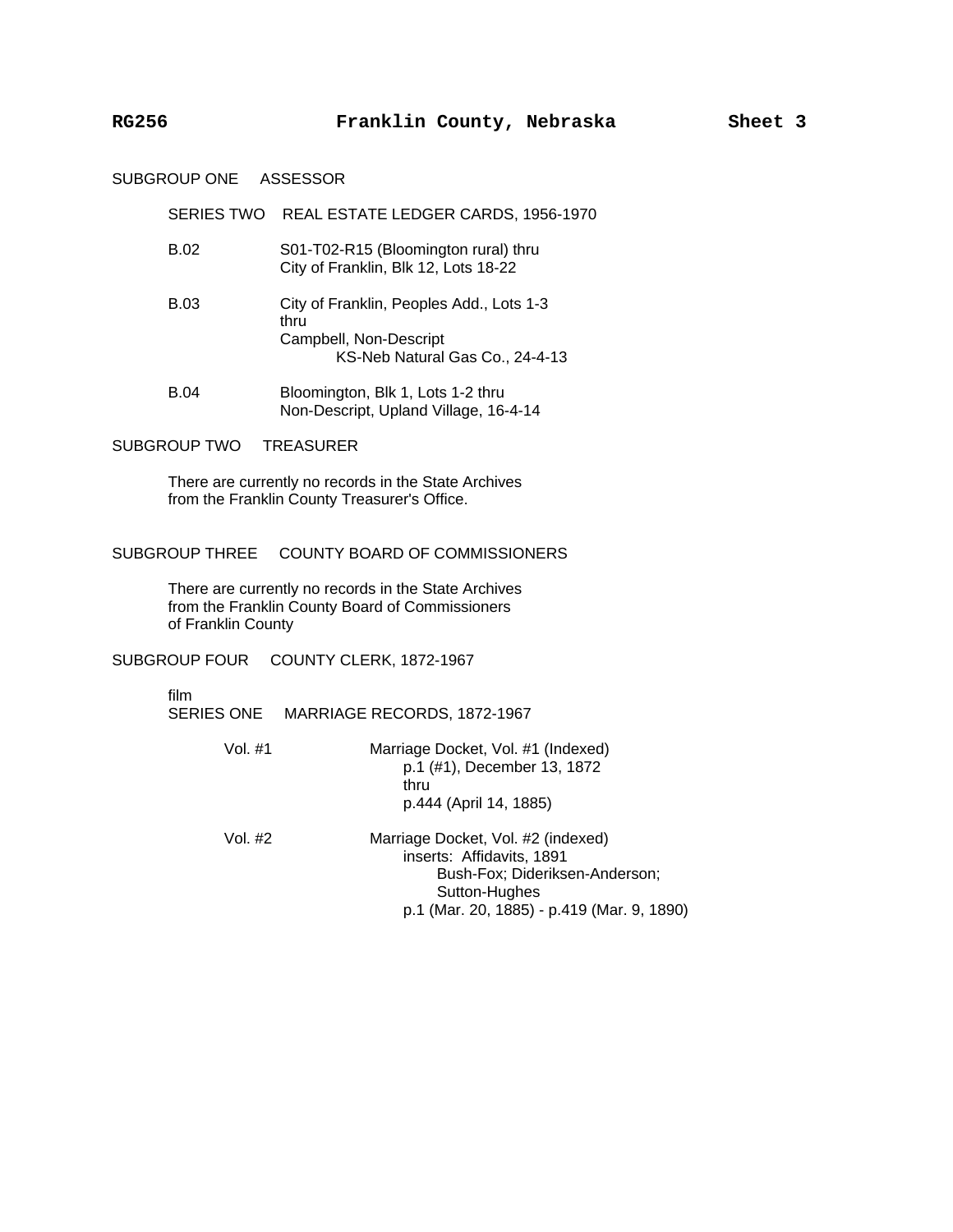SUBGROUP ONE ASSESSOR

SERIES TWO REAL ESTATE LEDGER CARDS, 1956-1970

| | |
|---|---|
| B.02 | S01-T02-R15 (Bloomington rural) thru<br>City of Franklin, Blk 12, Lots 18-22 |
| B.03 | City of Franklin, Peoples Add., Lots 1-3<br>thru<br>Campbell, Non-Descript<br>KS-Neb Natural Gas Co., 24-4-13 |
| B.04 | Bloomington, Blk 1, Lots 1-2 thru<br>Non-Descript, Upland Village, 16-4-14 |

SUBGROUP TWO TREASURER

There are currently no records in the State Archives from the Franklin County Treasurer's Office.

SUBGROUP THREE COUNTY BOARD OF COMMISSIONERS

There are currently no records in the State Archives from the Franklin County Board of Commissioners of Franklin County

SUBGROUP FOUR COUNTY CLERK, 1872-1967

film
SERIES ONE MARRIAGE RECORDS, 1872-1967

| | |
|---|---|
| Vol. #1 | Marriage Docket, Vol. #1 (Indexed)<br>p.1 (#1), December 13, 1872<br>thru<br>p.444 (April 14, 1885) |
| Vol. #2 | Marriage Docket, Vol. #2 (indexed)<br>inserts: Affidavits, 1891<br>Bush-Fox; Dideriksen-Anderson;<br>Sutton-Hughes<br>p.1 (Mar. 20, 1885) - p.419 (Mar. 9, 1890) |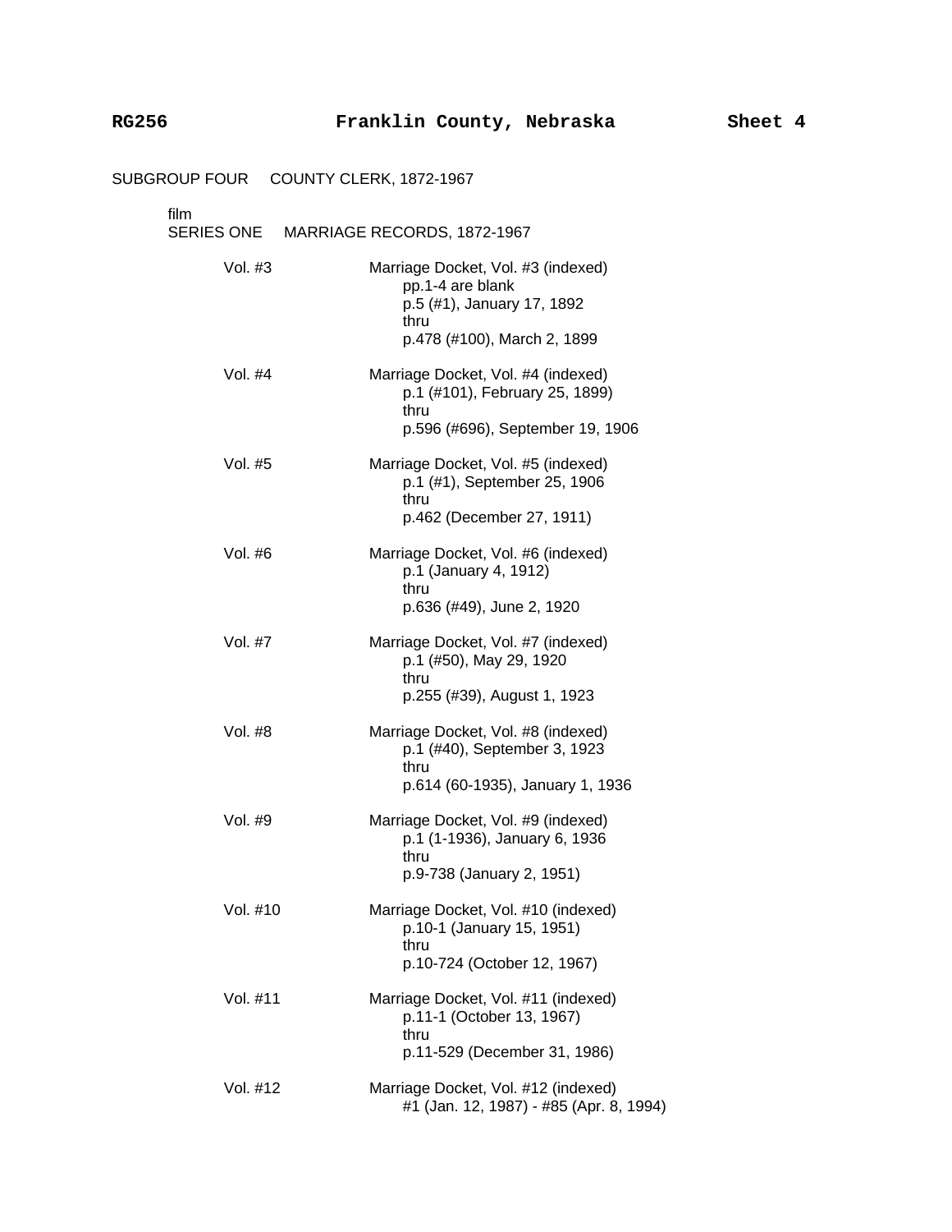## SUBGROUP FOUR COUNTY CLERK, 1872-1967

film
### SERIES ONE MARRIAGE RECORDS, 1872-1967

| | |
|---|---|
| Vol. #3 | Marriage Docket, Vol. #3 (indexed)<br>pp.1-4 are blank<br>p.5 (#1), January 17, 1892<br>thru<br>p.478 (#100), March 2, 1899 |
| Vol. #4 | Marriage Docket, Vol. #4 (indexed)<br>p.1 (#101), February 25, 1899)<br>thru<br>p.596 (#696), September 19, 1906 |
| Vol. #5 | Marriage Docket, Vol. #5 (indexed)<br>p.1 (#1), September 25, 1906<br>thru<br>p.462 (December 27, 1911) |
| Vol. #6 | Marriage Docket, Vol. #6 (indexed)<br>p.1 (January 4, 1912)<br>thru<br>p.636 (#49), June 2, 1920 |
| Vol. #7 | Marriage Docket, Vol. #7 (indexed)<br>p.1 (#50), May 29, 1920<br>thru<br>p.255 (#39), August 1, 1923 |
| Vol. #8 | Marriage Docket, Vol. #8 (indexed)<br>p.1 (#40), September 3, 1923<br>thru<br>p.614 (60-1935), January 1, 1936 |
| Vol. #9 | Marriage Docket, Vol. #9 (indexed)<br>p.1 (1-1936), January 6, 1936<br>thru<br>p.9-738 (January 2, 1951) |
| Vol. #10 | Marriage Docket, Vol. #10 (indexed)<br>p.10-1 (January 15, 1951)<br>thru<br>p.10-724 (October 12, 1967) |
| Vol. #11 | Marriage Docket, Vol. #11 (indexed)<br>p.11-1 (October 13, 1967)<br>thru<br>p.11-529 (December 31, 1986) |
| Vol. #12 | Marriage Docket, Vol. #12 (indexed)<br>#1 (Jan. 12, 1987) - #85 (Apr. 8, 1994) |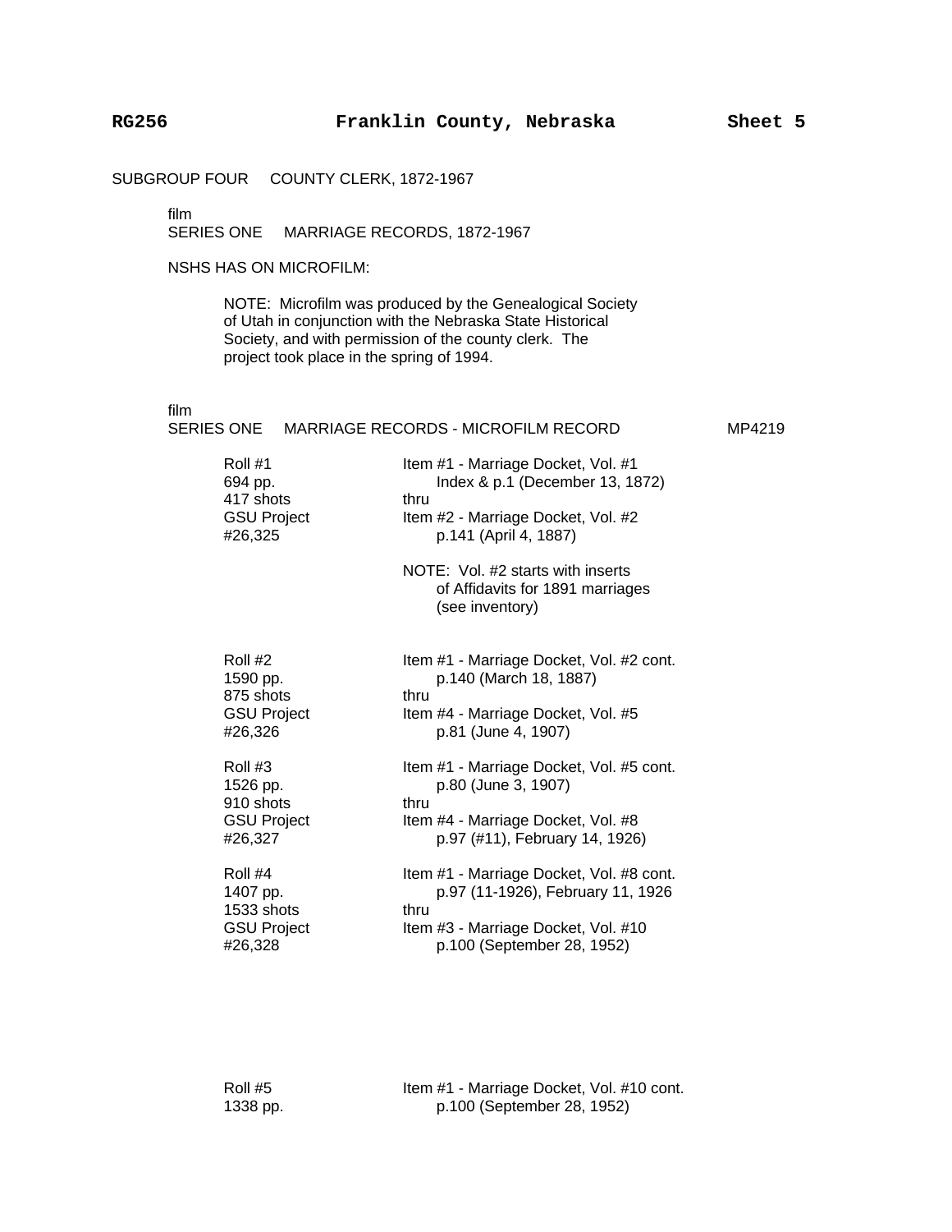SUBGROUP FOUR COUNTY CLERK, 1872-1967

film
SERIES ONE MARRIAGE RECORDS, 1872-1967

NSHS HAS ON MICROFILM:

NOTE: Microfilm was produced by the Genealogical Society of Utah in conjunction with the Nebraska State Historical Society, and with permission of the county clerk. The project took place in the spring of 1994.

film
SERIES ONE MARRIAGE RECORDS - MICROFILM RECORD MP4219

| | |
|---|---|
| Roll #1<br>694 pp.<br>417 shots<br>GSU Project<br>#26,325 | Item #1 - Marriage Docket, Vol. #1<br>Index & p.1 (December 13, 1872)<br>thru<br>Item #2 - Marriage Docket, Vol. #2<br>p.141 (April 4, 1887)<br><br>NOTE: Vol. #2 starts with inserts of Affidavits for 1891 marriages (see inventory) |
| Roll #2<br>1590 pp.<br>875 shots<br>GSU Project<br>#26,326 | Item #1 - Marriage Docket, Vol. #2 cont.<br>p.140 (March 18, 1887)<br>thru<br>Item #4 - Marriage Docket, Vol. #5<br>p.81 (June 4, 1907) |
| Roll #3<br>1526 pp.<br>910 shots<br>GSU Project<br>#26,327 | Item #1 - Marriage Docket, Vol. #5 cont.<br>p.80 (June 3, 1907)<br>thru<br>Item #4 - Marriage Docket, Vol. #8<br>p.97 (#11), February 14, 1926) |
| Roll #4<br>1407 pp.<br>1533 shots<br>GSU Project<br>#26,328 | Item #1 - Marriage Docket, Vol. #8 cont.<br>p.97 (11-1926), February 11, 1926<br>thru<br>Item #3 - Marriage Docket, Vol. #10<br>p.100 (September 28, 1952) |
| Roll #5<br>1338 pp. | Item #1 - Marriage Docket, Vol. #10 cont.<br>p.100 (September 28, 1952) |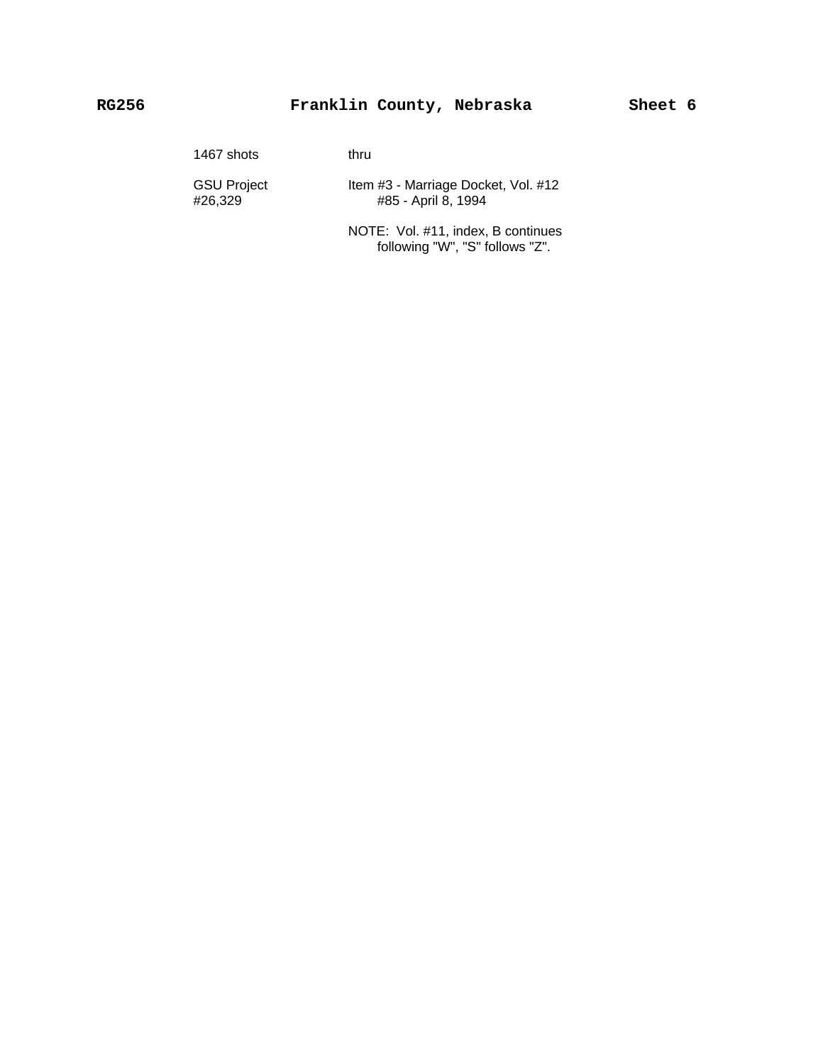| | |
|---|---|
| 1467 shots | thru |
| GSU Project #26,329 | Item #3 - Marriage Docket, Vol. #12 #85 - April 8, 1994 |
| | NOTE: Vol. #11, index, B continues following "W", "S" follows "Z". |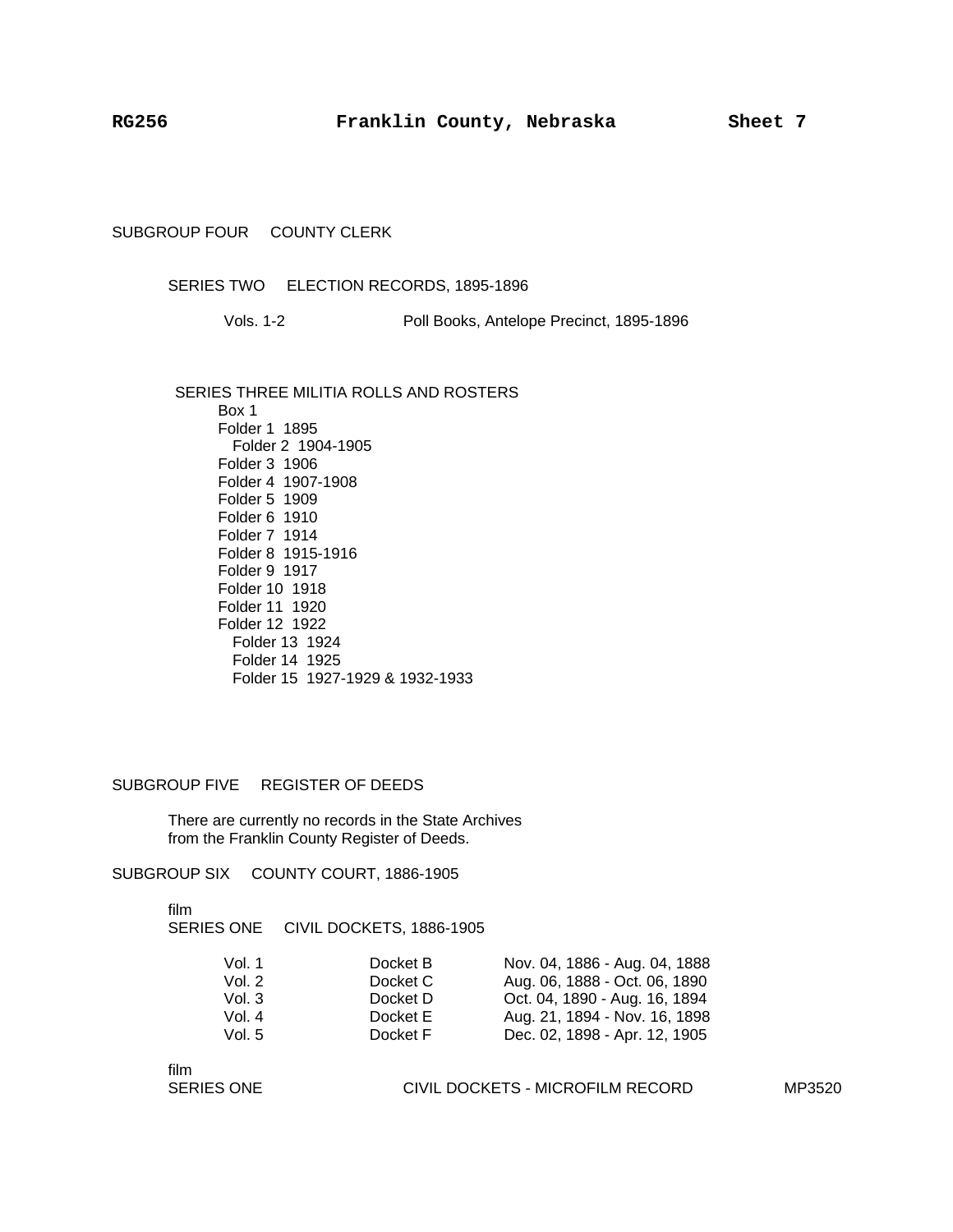SUBGROUP FOUR COUNTY CLERK

SERIES TWO ELECTION RECORDS, 1895-1896

| | |
|---|---|
| Vols. 1-2 | Poll Books, Antelope Precinct, 1895-1896 |

SERIES THREE MILITIA ROLLS AND ROSTERS

Box 1

Folder 1 1895
Folder 2 1904-1905
Folder 3 1906
Folder 4 1907-1908
Folder 5 1909
Folder 6 1910
Folder 7 1914
Folder 8 1915-1916
Folder 9 1917
Folder 10 1918
Folder 11 1920
Folder 12 1922
Folder 13 1924
Folder 14 1925
Folder 15 1927-1929 & 1932-1933

SUBGROUP FIVE REGISTER OF DEEDS

There are currently no records in the State Archives from the Franklin County Register of Deeds.

SUBGROUP SIX COUNTY COURT, 1886-1905

film
SERIES ONE CIVIL DOCKETS, 1886-1905

| | | |
|---|---|---|
| Vol. 1 | Docket B | Nov. 04, 1886 - Aug. 04, 1888 |
| Vol. 2 | Docket C | Aug. 06, 1888 - Oct. 06, 1890 |
| Vol. 3 | Docket D | Oct. 04, 1890 - Aug. 16, 1894 |
| Vol. 4 | Docket E | Aug. 21, 1894 - Nov. 16, 1898 |
| Vol. 5 | Docket F | Dec. 02, 1898 - Apr. 12, 1905 |

film
SERIES ONE CIVIL DOCKETS - MICROFILM RECORD MP3520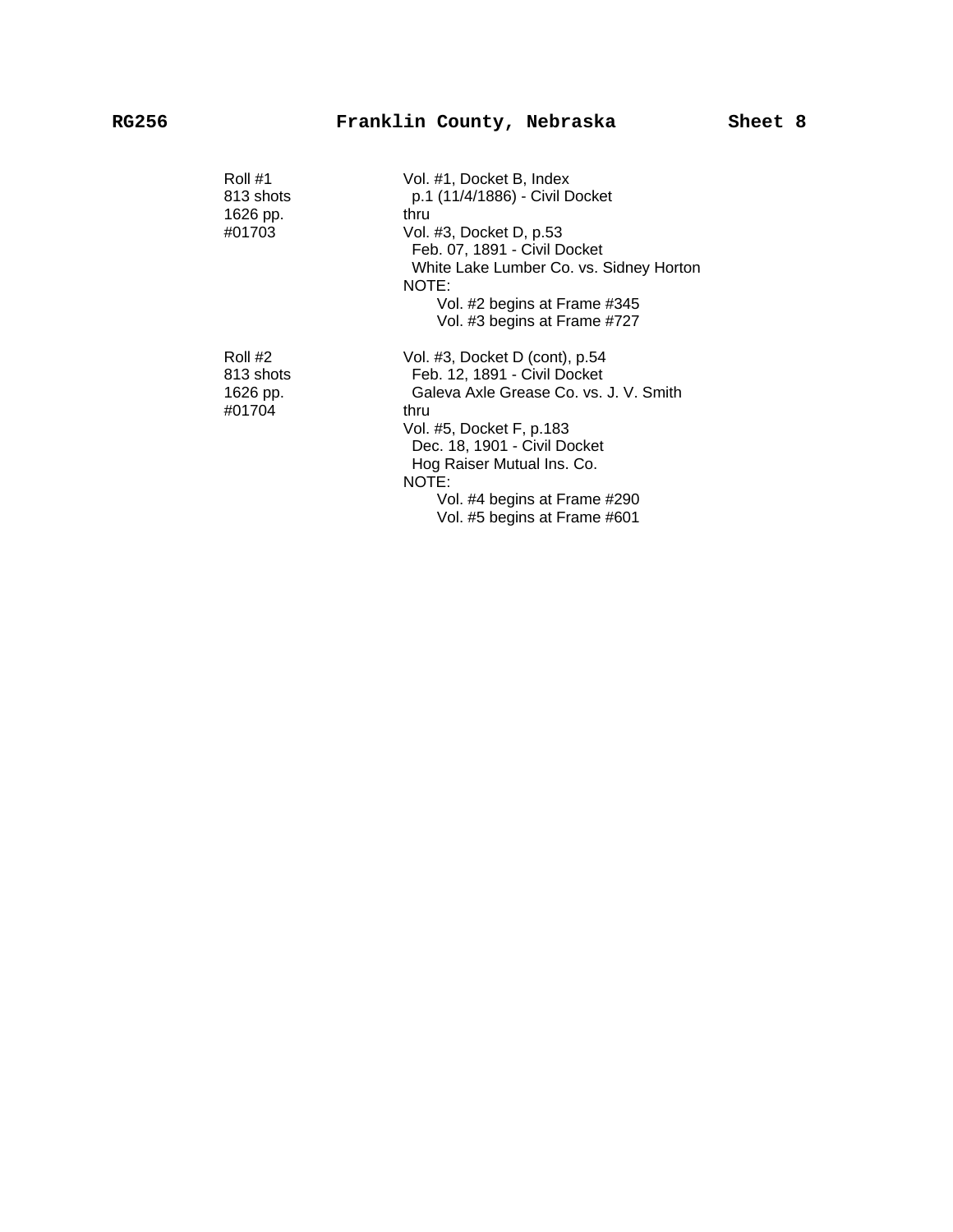**RG256 Franklin County, Nebraska Sheet 8**

| | |
|---|---|
| Roll #1<br>813 shots<br>1626 pp.<br>#01703 | Vol. #1, Docket B, Index<br>p.1 (11/4/1886) - Civil Docket<br>thru<br>Vol. #3, Docket D, p.53<br>Feb. 07, 1891 - Civil Docket<br>White Lake Lumber Co. vs. Sidney Horton<br>NOTE:<br>Vol. #2 begins at Frame #345<br>Vol. #3 begins at Frame #727 |
| Roll #2<br>813 shots<br>1626 pp.<br>#01704 | Vol. #3, Docket D (cont), p.54<br>Feb. 12, 1891 - Civil Docket<br>Galeva Axle Grease Co. vs. J. V. Smith<br>thru<br>Vol. #5, Docket F, p.183<br>Dec. 18, 1901 - Civil Docket<br>Hog Raiser Mutual Ins. Co.<br>NOTE:<br>Vol. #4 begins at Frame #290<br>Vol. #5 begins at Frame #601 |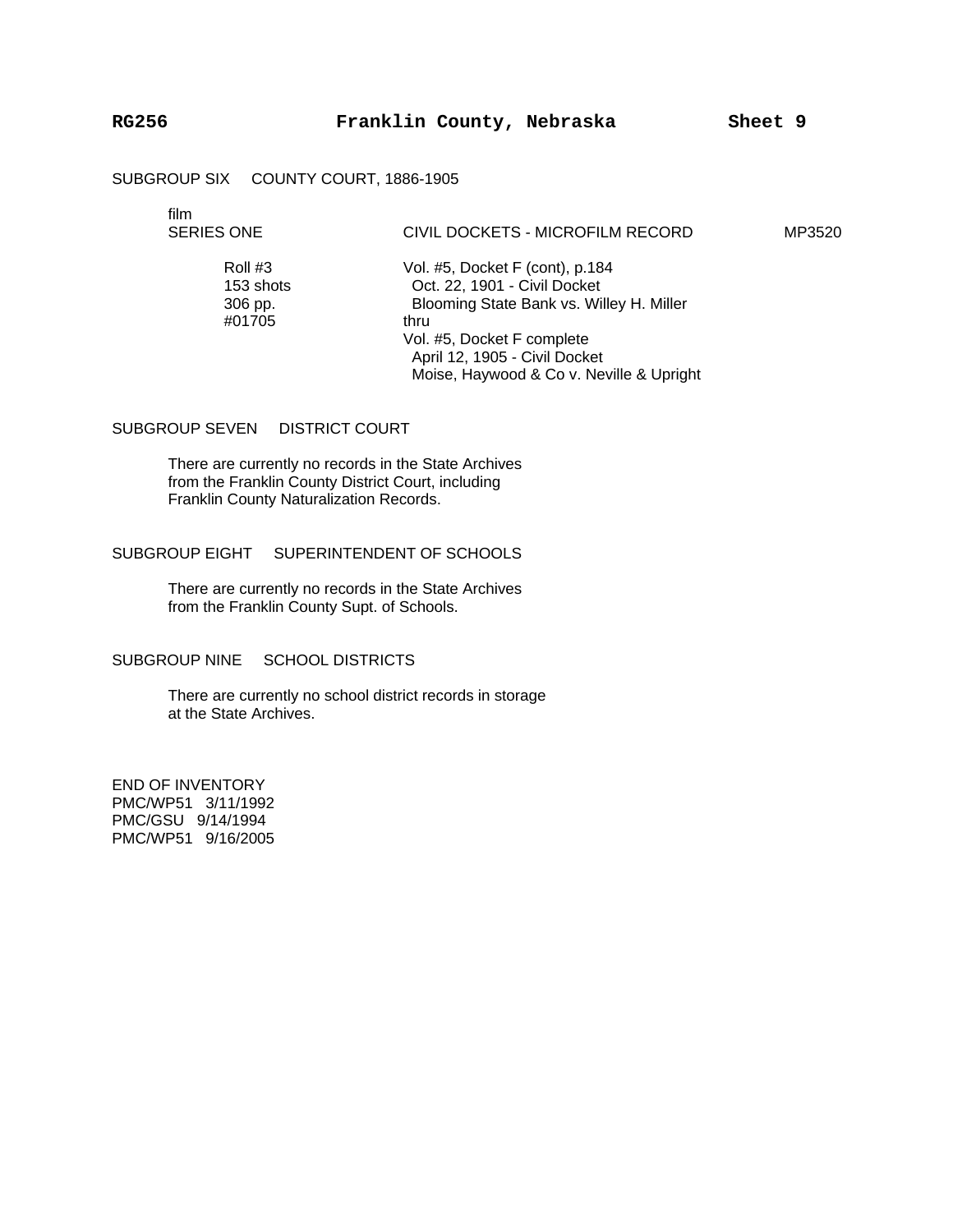RG256 Franklin County, Nebraska Sheet 9

## SUBGROUP SIX COUNTY COURT, 1886-1905

film

| | | |
|---|---|---|
| SERIES ONE | CIVIL DOCKETS - MICROFILM RECORD | MP3520 |
| Roll #3<br>153 shots<br>306 pp.<br>#01705 | Vol. #5, Docket F (cont), p.184<br>Oct. 22, 1901 - Civil Docket<br>Blooming State Bank vs. Willey H. Miller<br>thru<br>Vol. #5, Docket F complete<br>April 12, 1905 - Civil Docket<br>Moise, Haywood & Co v. Neville & Upright | |

## SUBGROUP SEVEN DISTRICT COURT

There are currently no records in the State Archives from the Franklin County District Court, including Franklin County Naturalization Records.

## SUBGROUP EIGHT SUPERINTENDENT OF SCHOOLS

There are currently no records in the State Archives from the Franklin County Supt. of Schools.

## SUBGROUP NINE SCHOOL DISTRICTS

There are currently no school district records in storage at the State Archives.

END OF INVENTORY
PMC/WP51 3/11/1992
PMC/GSU 9/14/1994
PMC/WP51 9/16/2005